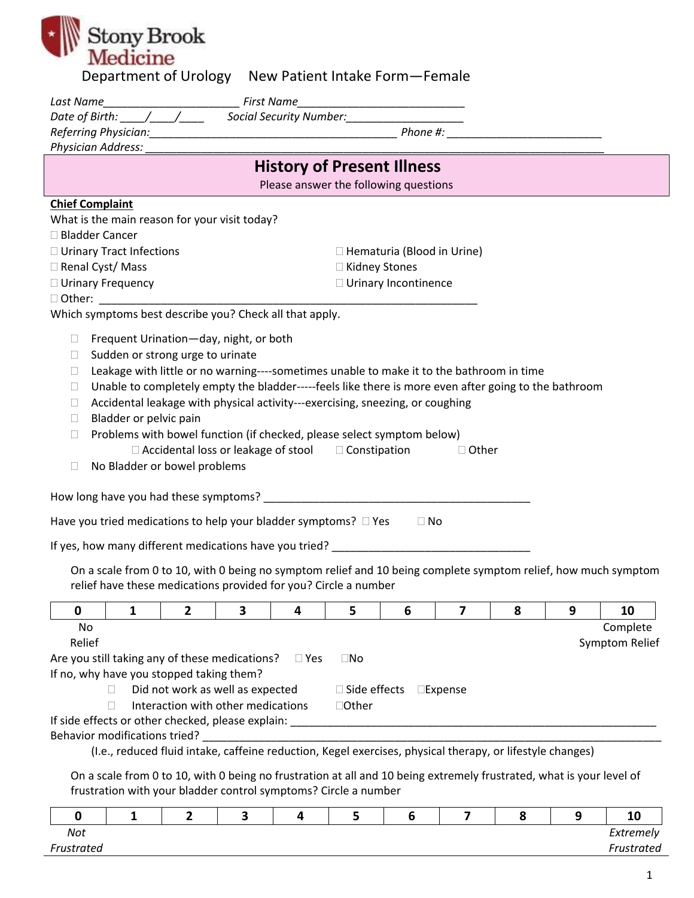Stony Brook Medicine

Department of Urology New Patient Intake Form—Female

*Last Name______________________ First Name___________________________*
*Date of Birth: ____/____/____ Social Security Number:___________________*
*Referring Physician:________________________________________ Phone #: _________________________*
*Physician Address: ___________________________________________________________________________*

## History of Present Illness

Please answer the following questions

**Chief Complaint**

What is the main reason for your visit today?

- ☐ Bladder Cancer
- ☐ Urinary Tract Infections
- ☐ Hematuria (Blood in Urine)
- ☐ Renal Cyst/ Mass
- ☐ Kidney Stones
- ☐ Urinary Frequency
- ☐ Urinary Incontinence
- ☐ Other: _______________________________________________________________

Which symptoms best describe you? Check all that apply.

- ☐ Frequent Urination—day, night, or both
- ☐ Sudden or strong urge to urinate
- ☐ Leakage with little or no warning----sometimes unable to make it to the bathroom in time
- ☐ Unable to completely empty the bladder-----feels like there is more even after going to the bathroom
- ☐ Accidental leakage with physical activity---exercising, sneezing, or coughing
- ☐ Bladder or pelvic pain
- ☐ Problems with bowel function (if checked, please select symptom below)
  - ☐ Accidental loss or leakage of stool ☐ Constipation ☐ Other
- ☐ No Bladder or bowel problems

How long have you had these symptoms? _____________________________________________

Have you tried medications to help your bladder symptoms? ☐ Yes ☐ No

If yes, how many different medications have you tried? ________________________________

On a scale from 0 to 10, with 0 being no symptom relief and 10 being complete symptom relief, how much symptom relief have these medications provided for you? Circle a number

| 0 | 1 | 2 | 3 | 4 | 5 | 6 | 7 | 8 | 9 | 10 |
|---|---|---|---|---|---|---|---|---|---|---|
| No Relief | | | | | | | | | | Complete Symptom Relief |

Are you still taking any of these medications? ☐ Yes ☐ No

If no, why have you stopped taking them?

- ☐ Did not work as well as expected ☐ Side effects ☐ Expense
- ☐ Interaction with other medications ☐ Other

If side effects or other checked, please explain: _______________________________________________________________

Behavior modifications tried? _________________________________________________________________________

(I.e., reduced fluid intake, caffeine reduction, Kegel exercises, physical therapy, or lifestyle changes)

On a scale from 0 to 10, with 0 being no frustration at all and 10 being extremely frustrated, what is your level of frustration with your bladder control symptoms? Circle a number

| 0 | 1 | 2 | 3 | 4 | 5 | 6 | 7 | 8 | 9 | 10 |
|---|---|---|---|---|---|---|---|---|---|---|
| *Not Frustrated* | | | | | | | | | | *Extremely Frustrated* |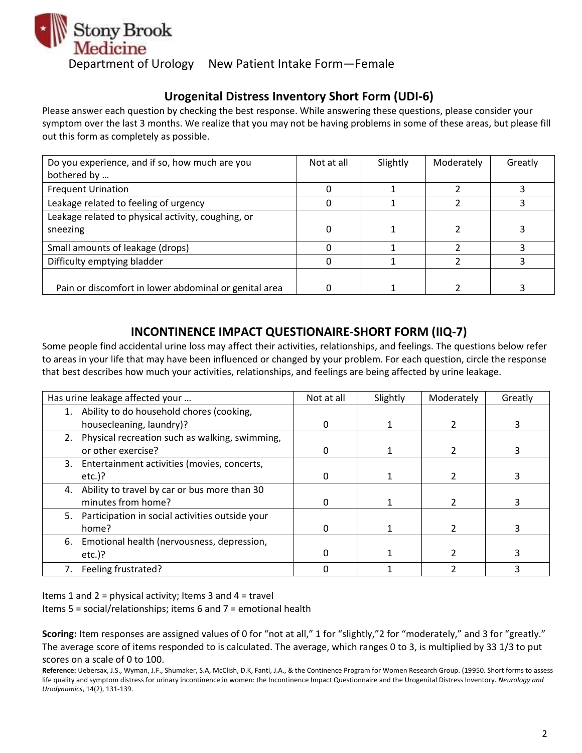Stony Brook Medicine

Department of Urology    New Patient Intake Form—Female

## Urogenital Distress Inventory Short Form (UDI-6)

Please answer each question by checking the best response. While answering these questions, please consider your symptom over the last 3 months. We realize that you may not be having problems in some of these areas, but please fill out this form as completely as possible.

| Do you experience, and if so, how much are you bothered by … | Not at all | Slightly | Moderately | Greatly |
|---|---|---|---|---|
| Frequent Urination | 0 | 1 | 2 | 3 |
| Leakage related to feeling of urgency | 0 | 1 | 2 | 3 |
| Leakage related to physical activity, coughing, or sneezing | 0 | 1 | 2 | 3 |
| Small amounts of leakage (drops) | 0 | 1 | 2 | 3 |
| Difficulty emptying bladder | 0 | 1 | 2 | 3 |
| Pain or discomfort in lower abdominal or genital area | 0 | 1 | 2 | 3 |

## INCONTINENCE IMPACT QUESTIONAIRE-SHORT FORM (IIQ-7)

Some people find accidental urine loss may affect their activities, relationships, and feelings. The questions below refer to areas in your life that may have been influenced or changed by your problem. For each question, circle the response that best describes how much your activities, relationships, and feelings are being affected by urine leakage.

| Has urine leakage affected your … | Not at all | Slightly | Moderately | Greatly |
|---|---|---|---|---|
| 1. Ability to do household chores (cooking, housecleaning, laundry)? | 0 | 1 | 2 | 3 |
| 2. Physical recreation such as walking, swimming, or other exercise? | 0 | 1 | 2 | 3 |
| 3. Entertainment activities (movies, concerts, etc.)? | 0 | 1 | 2 | 3 |
| 4. Ability to travel by car or bus more than 30 minutes from home? | 0 | 1 | 2 | 3 |
| 5. Participation in social activities outside your home? | 0 | 1 | 2 | 3 |
| 6. Emotional health (nervousness, depression, etc.)? | 0 | 1 | 2 | 3 |
| 7. Feeling frustrated? | 0 | 1 | 2 | 3 |

Items 1 and 2 = physical activity; Items 3 and 4 = travel
Items 5 = social/relationships; items 6 and 7 = emotional health

**Scoring:** Item responses are assigned values of 0 for “not at all,” 1 for “slightly,”2 for “moderately,” and 3 for “greatly.” The average score of items responded to is calculated. The average, which ranges 0 to 3, is multiplied by 33 1/3 to put scores on a scale of 0 to 100.

**Reference:** Uebersax, J.S., Wyman, J.F., Shumaker, S.A, McClish, D.K, Fantl, J.A., & the Continence Program for Women Research Group. (19950. Short forms to assess life quality and symptom distress for urinary incontinence in women: the Incontinence Impact Questionnaire and the Urogenital Distress Inventory. *Neurology and Urodynamics*, 14(2), 131-139.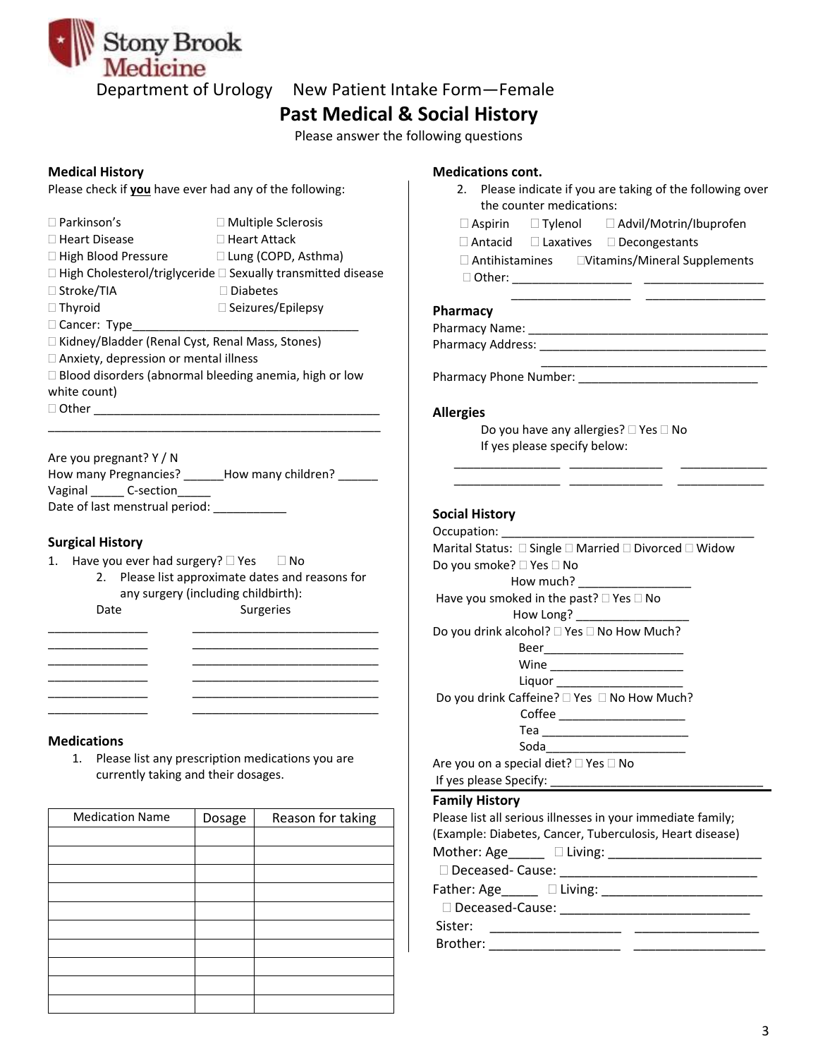Stony Brook Medicine

Department of Urology  New Patient Intake Form—Female

# Past Medical & Social History

Please answer the following questions

## Medical History

Please check if **you** have ever had any of the following:

- ☐ Parkinson's
- ☐ Multiple Sclerosis
- ☐ Heart Disease
- ☐ Heart Attack
- ☐ High Blood Pressure
- ☐ Lung (COPD, Asthma)
- ☐ High Cholesterol/triglyceride
- ☐ Sexually transmitted disease
- ☐ Stroke/TIA
- ☐ Diabetes
- ☐ Thyroid
- ☐ Seizures/Epilepsy
- ☐ Cancer: Type___________________________________
- ☐ Kidney/Bladder (Renal Cyst, Renal Mass, Stones)
- ☐ Anxiety, depression or mental illness
- ☐ Blood disorders (abnormal bleeding anemia, high or low white count)
- ☐ Other _____________________________________________

___________________________________________________

Are you pregnant? Y / N

How many Pregnancies? ______How many children? ______

Vaginal _____ C-section_____

Date of last menstrual period: ___________

## Surgical History

1. Have you ever had surgery? ☐ Yes ☐ No
2. Please list approximate dates and reasons for any surgery (including childbirth):

| Date | Surgeries |
| --- | --- |
| | |
| | |
| | |
| | |
| | |
| | |

## Medications

1. Please list any prescription medications you are currently taking and their dosages.

| Medication Name | Dosage | Reason for taking |
| --- | --- | --- |
| | | |
| | | |
| | | |
| | | |
| | | |
| | | |
| | | |
| | | |
| | | |
| | | |

## Medications cont.

2. Please indicate if you are taking of the following over the counter medications:

- ☐ Aspirin
- ☐ Tylenol
- ☐ Advil/Motrin/Ibuprofen
- ☐ Antacid
- ☐ Laxatives
- ☐ Decongestants
- ☐ Antihistamines
- ☐ Vitamins/Mineral Supplements
- ☐ Other: __________________ __________________

__________________ __________________

## Pharmacy

Pharmacy Name: ____________________________________

Pharmacy Address: __________________________________

__________________________________

Pharmacy Phone Number: ___________________________

## Allergies

Do you have any allergies? ☐ Yes ☐ No

If yes please specify below:

________________ ______________ ______________

________________ ______________ ______________

## Social History

Occupation: ______________________________________

Marital Status: ☐ Single ☐ Married ☐ Divorced ☐ Widow

Do you smoke? ☐ Yes ☐ No

How much? _________________

Have you smoked in the past? ☐ Yes ☐ No

How Long? _________________

Do you drink alcohol? ☐ Yes ☐ No How Much?

Beer_____________________

Wine ____________________

Liquor ___________________

Do you drink Caffeine? ☐ Yes ☐ No How Much?

Coffee ___________________

Tea ______________________

Soda_____________________

Are you on a special diet? ☐ Yes ☐ No

If yes please Specify: ________________________________

## Family History

Please list all serious illnesses in your immediate family; (Example: Diabetes, Cancer, Tuberculosis, Heart disease)

Mother: Age_____ ☐ Living: ______________________

☐ Deceased- Cause: ____________________________

Father: Age_____ ☐ Living: ______________________

☐ Deceased-Cause: ____________________________

Sister: __________________ _________________

Brother: __________________ __________________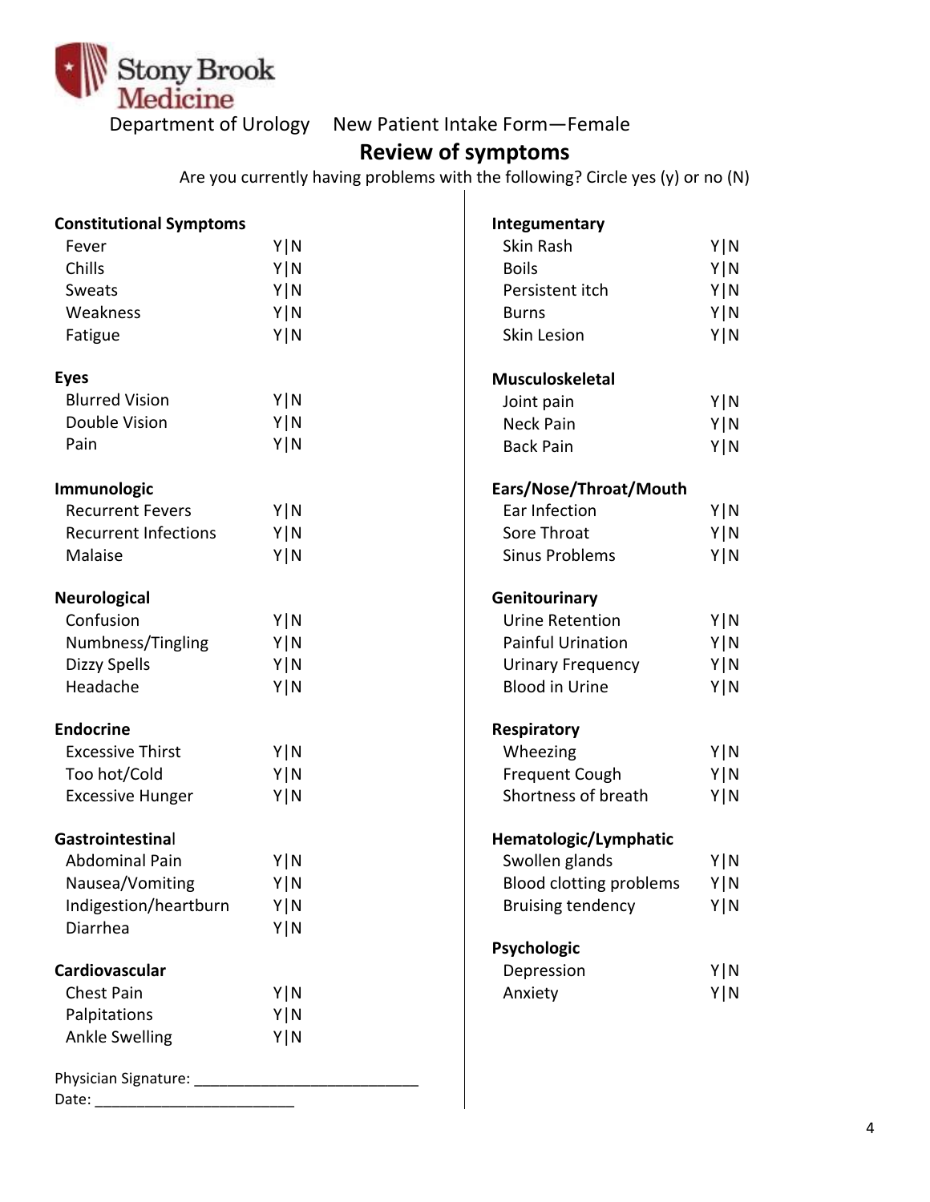Stony Brook Medicine

Department of Urology New Patient Intake Form—Female

## Review of symptoms

Are you currently having problems with the following? Circle yes (y) or no (N)

**Constitutional Symptoms**

| | |
|---|---|
| Fever | Y\|N |
| Chills | Y\|N |
| Sweats | Y\|N |
| Weakness | Y\|N |
| Fatigue | Y\|N |

**Eyes**

| | |
|---|---|
| Blurred Vision | Y\|N |
| Double Vision | Y\|N |
| Pain | Y\|N |

**Immunologic**

| | |
|---|---|
| Recurrent Fevers | Y\|N |
| Recurrent Infections | Y\|N |
| Malaise | Y\|N |

**Neurological**

| | |
|---|---|
| Confusion | Y\|N |
| Numbness/Tingling | Y\|N |
| Dizzy Spells | Y\|N |
| Headache | Y\|N |

**Endocrine**

| | |
|---|---|
| Excessive Thirst | Y\|N |
| Too hot/Cold | Y\|N |
| Excessive Hunger | Y\|N |

**Gastrointestinal**

| | |
|---|---|
| Abdominal Pain | Y\|N |
| Nausea/Vomiting | Y\|N |
| Indigestion/heartburn | Y\|N |
| Diarrhea | Y\|N |

**Cardiovascular**

| | |
|---|---|
| Chest Pain | Y\|N |
| Palpitations | Y\|N |
| Ankle Swelling | Y\|N |

**Integumentary**

| | |
|---|---|
| Skin Rash | Y\|N |
| Boils | Y\|N |
| Persistent itch | Y\|N |
| Burns | Y\|N |
| Skin Lesion | Y\|N |

**Musculoskeletal**

| | |
|---|---|
| Joint pain | Y\|N |
| Neck Pain | Y\|N |
| Back Pain | Y\|N |

**Ears/Nose/Throat/Mouth**

| | |
|---|---|
| Ear Infection | Y\|N |
| Sore Throat | Y\|N |
| Sinus Problems | Y\|N |

**Genitourinary**

| | |
|---|---|
| Urine Retention | Y\|N |
| Painful Urination | Y\|N |
| Urinary Frequency | Y\|N |
| Blood in Urine | Y\|N |

**Respiratory**

| | |
|---|---|
| Wheezing | Y\|N |
| Frequent Cough | Y\|N |
| Shortness of breath | Y\|N |

**Hematologic/Lymphatic**

| | |
|---|---|
| Swollen glands | Y\|N |
| Blood clotting problems | Y\|N |
| Bruising tendency | Y\|N |

**Psychologic**

| | |
|---|---|
| Depression | Y\|N |
| Anxiety | Y\|N |

Physician Signature: ___________________________

Date: ________________________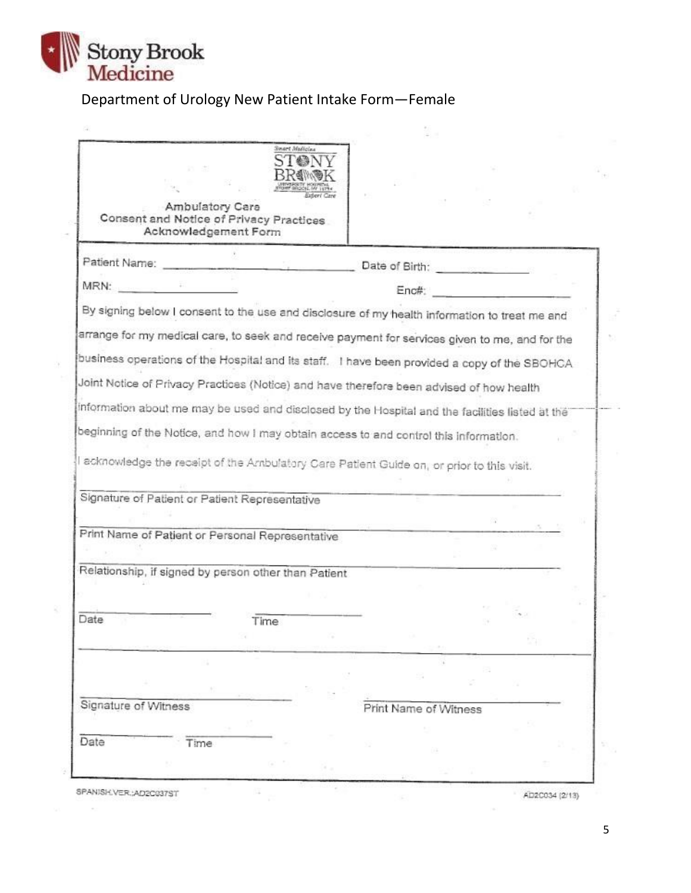Stony Brook Medicine

Department of Urology New Patient Intake Form—Female

Smart Medicine
STONY BROOK
UNIVERSITY HOSPITAL
STONY BROOK, NY 11794
Expert Care

## Ambulatory Care Consent and Notice of Privacy Practices Acknowledgement Form

Patient Name: ______________________________ Date of Birth: ______________

MRN: ____________________ Enc#: ____________________

By signing below I consent to the use and disclosure of my health information to treat me and arrange for my medical care, to seek and receive payment for services given to me, and for the business operations of the Hospital and its staff. I have been provided a copy of the SBOHCA Joint Notice of Privacy Practices (Notice) and have therefore been advised of how health information about me may be used and disclosed by the Hospital and the facilities listed at the beginning of the Notice, and how I may obtain access to and control this information.

I acknowledge the receipt of the Ambulatory Care Patient Guide on, or prior to this visit.

______________________________________________
Signature of Patient or Patient Representative

______________________________________________
Print Name of Patient or Personal Representative

______________________________________________
Relationship, if signed by person other than Patient

____________________ ____________________
Date Time

______________________________ ______________________________
Signature of Witness Print Name of Witness

____________________ ____________________
Date Time

SPANISH VER.:AD2C037ST

AD2C034 (2/13)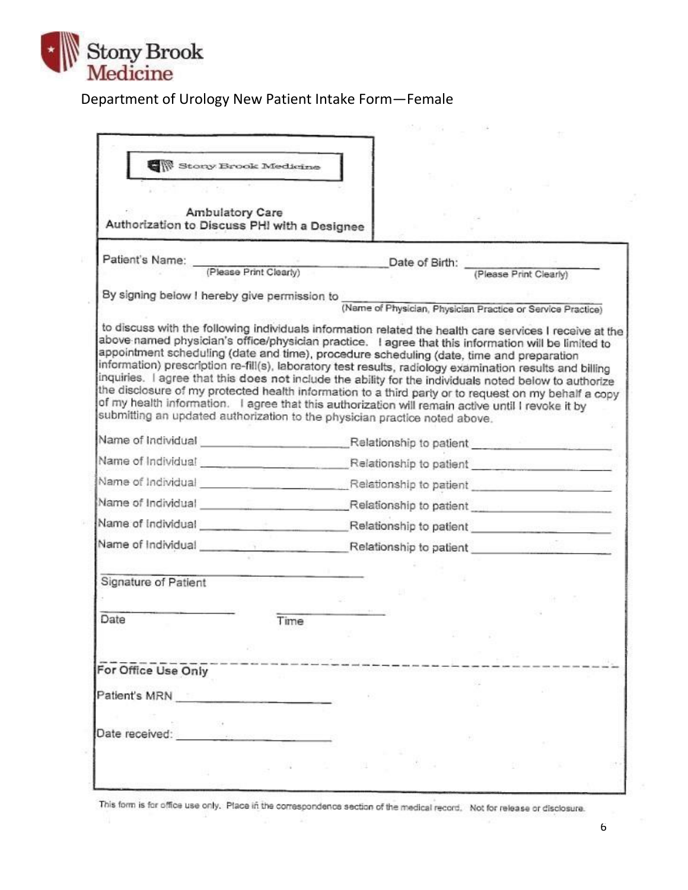Stony Brook Medicine

Department of Urology New Patient Intake Form—Female

Stony Brook Medicine

**Ambulatory Care**
**Authorization to Discuss PHI with a Designee**

Patient's Name: ______________________________ Date of Birth: ____________________
(Please Print Clearly) (Please Print Clearly)

By signing below I hereby give permission to ________________________________________
(Name of Physician, Physician Practice or Service Practice)

to discuss with the following individuals information related the health care services I receive at the above-named physician's office/physician practice. I agree that this information will be limited to appointment scheduling (date and time), procedure scheduling (date, time and preparation information) prescription re-fill(s), laboratory test results, radiology examination results and billing inquiries. I agree that this does **not** include the ability for the individuals noted below to authorize the disclosure of my protected health information to a third party or to request on my behalf a copy of my health information. I agree that this authorization will remain active until I revoke it by submitting an updated authorization to the physician practice noted above.

Name of Individual ______________________ Relationship to patient ______________________

Name of Individual ______________________ Relationship to patient ______________________

Name of Individual ______________________ Relationship to patient ______________________

Name of Individual ______________________ Relationship to patient ______________________

Name of Individual ______________________ Relationship to patient ______________________

Name of Individual ______________________ Relationship to patient ______________________

______________________________
Signature of Patient

____________________ ____________________
Date Time

---

**For Office Use Only**

Patient's MRN ______________________

Date received: ______________________

This form is for office use only. Place in the correspondence section of the medical record. Not for release or disclosure.